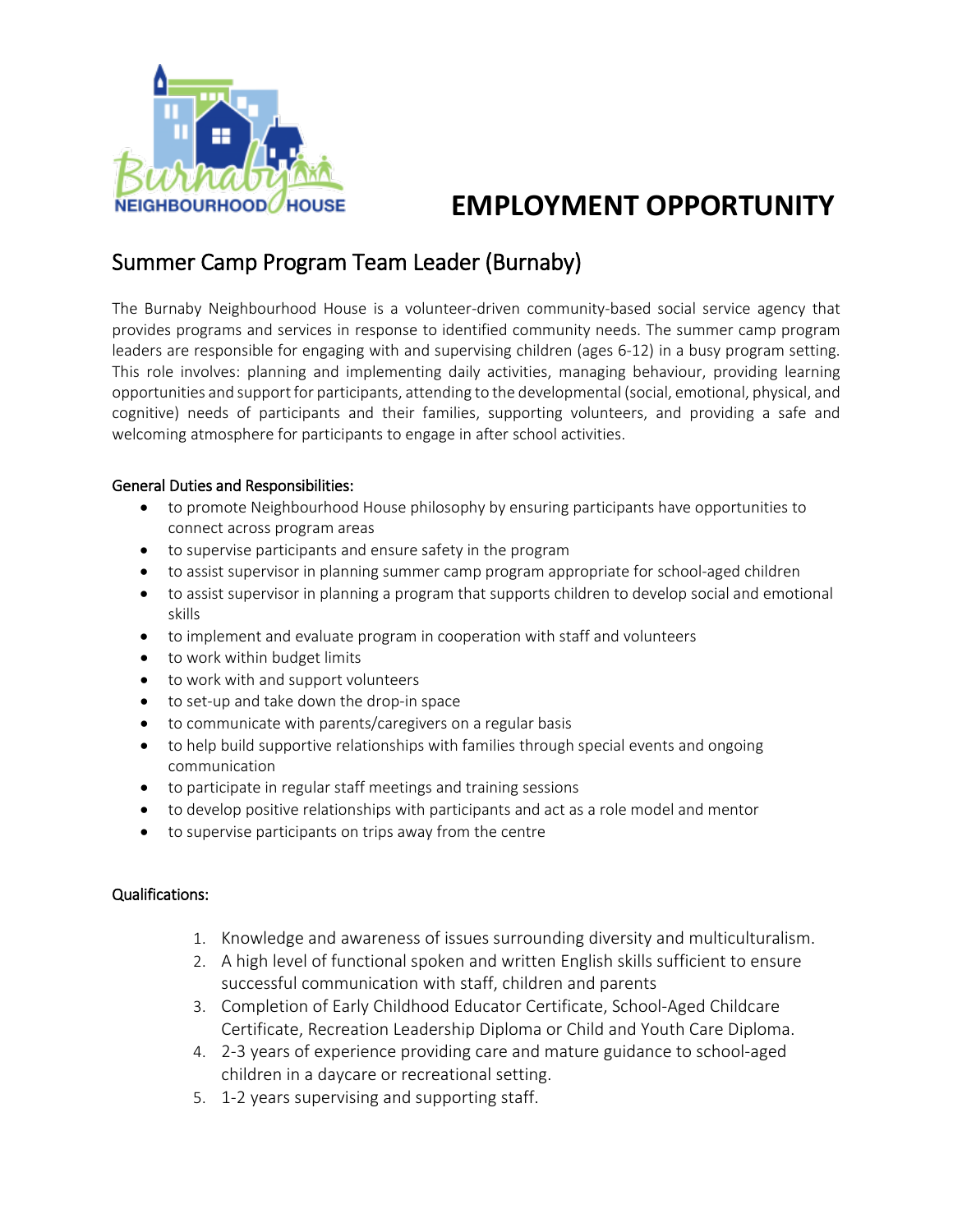# EMPLOYMENT OPPORTUNITY

## Summer Camp Program Team Leader (Burnaby)

The Burnaby Neighbourhood House is a volunteer-driven community-based social service agency that provides programs and services in response to identified community needs. The summer camp program leaders are responsible for engaging with and supervising children (ages 6-12) in a busy program setting. This role involves: planning and implementing daily activities, managing behaviour, providing learning opportunities and support for participants, attending to the developmental (social, emotional, physical, and cognitive) needs of participants and their families, supporting volunteers, and providing a safe and welcoming atmosphere for participants to engage in after school activities.

### General Duties and Responsibilities:

- to promote Neighbourhood House philosophy by ensuring participants have opportunities to connect across program areas
- to supervise participants and ensure safety in the program
- to assist supervisor in planning summer camp program appropriate for school-aged children
- to assist supervisor in planning a program that supports children to develop social and emotional skills
- to implement and evaluate program in cooperation with staff and volunteers
- to work within budget limits
- to work with and support volunteers
- to set-up and take down the drop-in space
- to communicate with parents/caregivers on a regular basis
- to help build supportive relationships with families through special events and ongoing communication
- to participate in regular staff meetings and training sessions
- to develop positive relationships with participants and act as a role model and mentor
- to supervise participants on trips away from the centre

### Qualifications:

1. Knowledge and awareness of issues surrounding diversity and multiculturalism.
2. A high level of functional spoken and written English skills sufficient to ensure successful communication with staff, children and parents
3. Completion of Early Childhood Educator Certificate, School-Aged Childcare Certificate, Recreation Leadership Diploma or Child and Youth Care Diploma.
4. 2-3 years of experience providing care and mature guidance to school-aged children in a daycare or recreational setting.
5. 1-2 years supervising and supporting staff.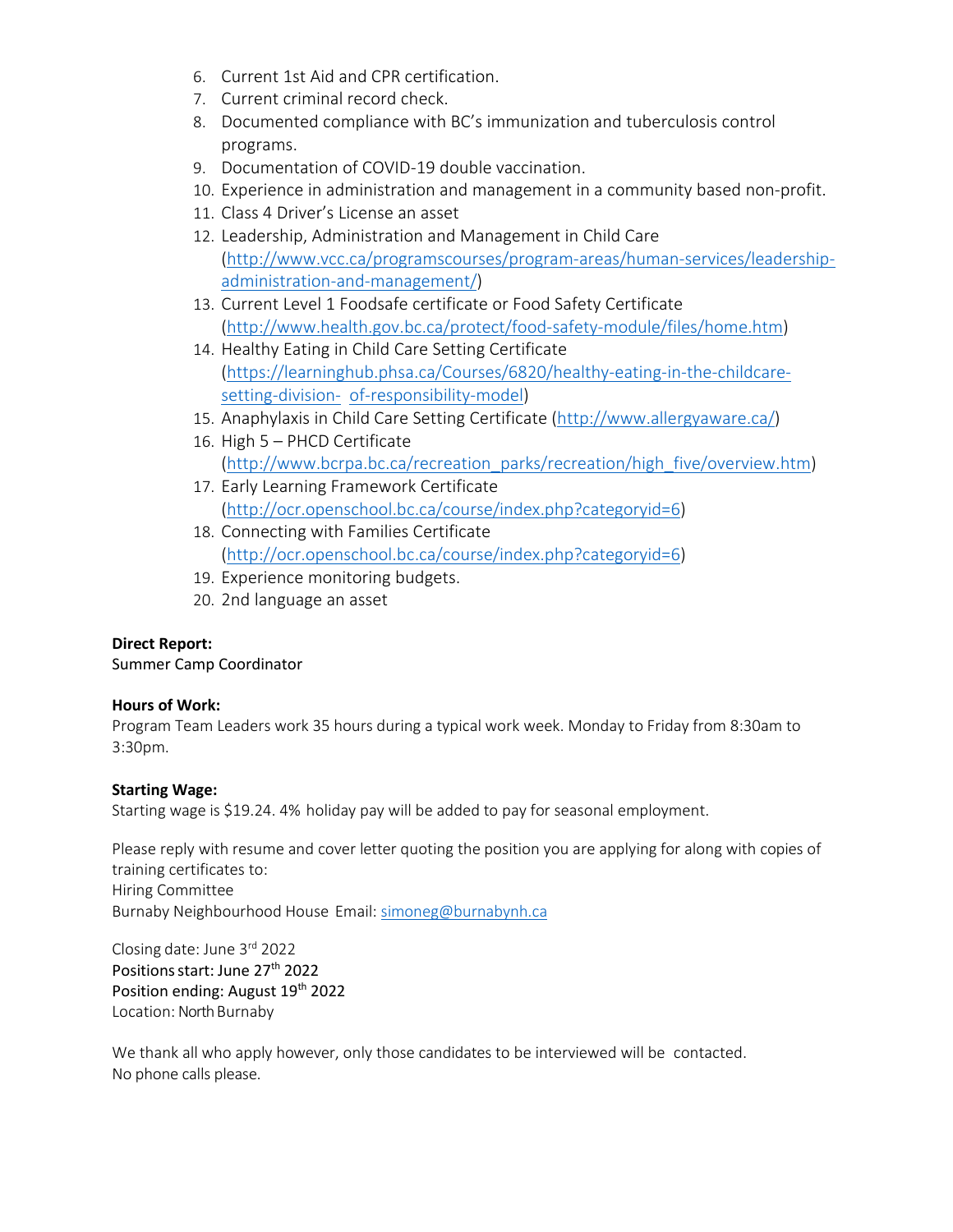6. Current 1st Aid and CPR certification.
7. Current criminal record check.
8. Documented compliance with BC's immunization and tuberculosis control programs.
9. Documentation of COVID-19 double vaccination.
10. Experience in administration and management in a community based non-profit.
11. Class 4 Driver's License an asset
12. Leadership, Administration and Management in Child Care (http://www.vcc.ca/programscourses/program-areas/human-services/leadership-administration-and-management/)
13. Current Level 1 Foodsafe certificate or Food Safety Certificate (http://www.health.gov.bc.ca/protect/food-safety-module/files/home.htm)
14. Healthy Eating in Child Care Setting Certificate (https://learninghub.phsa.ca/Courses/6820/healthy-eating-in-the-childcare-setting-division- of-responsibility-model)
15. Anaphylaxis in Child Care Setting Certificate (http://www.allergyaware.ca/)
16. High 5 – PHCD Certificate (http://www.bcrpa.bc.ca/recreation_parks/recreation/high_five/overview.htm)
17. Early Learning Framework Certificate (http://ocr.openschool.bc.ca/course/index.php?categoryid=6)
18. Connecting with Families Certificate (http://ocr.openschool.bc.ca/course/index.php?categoryid=6)
19. Experience monitoring budgets.
20. 2nd language an asset

**Direct Report:**
Summer Camp Coordinator

**Hours of Work:**
Program Team Leaders work 35 hours during a typical work week. Monday to Friday from 8:30am to 3:30pm.

**Starting Wage:**
Starting wage is $19.24. 4% holiday pay will be added to pay for seasonal employment.

Please reply with resume and cover letter quoting the position you are applying for along with copies of training certificates to:
Hiring Committee
Burnaby Neighbourhood House Email: simoneg@burnabynh.ca

Closing date: June 3rd 2022
Positions start: June 27th 2022
Position ending: August 19th 2022
Location: North Burnaby

We thank all who apply however, only those candidates to be interviewed will be contacted.
No phone calls please.